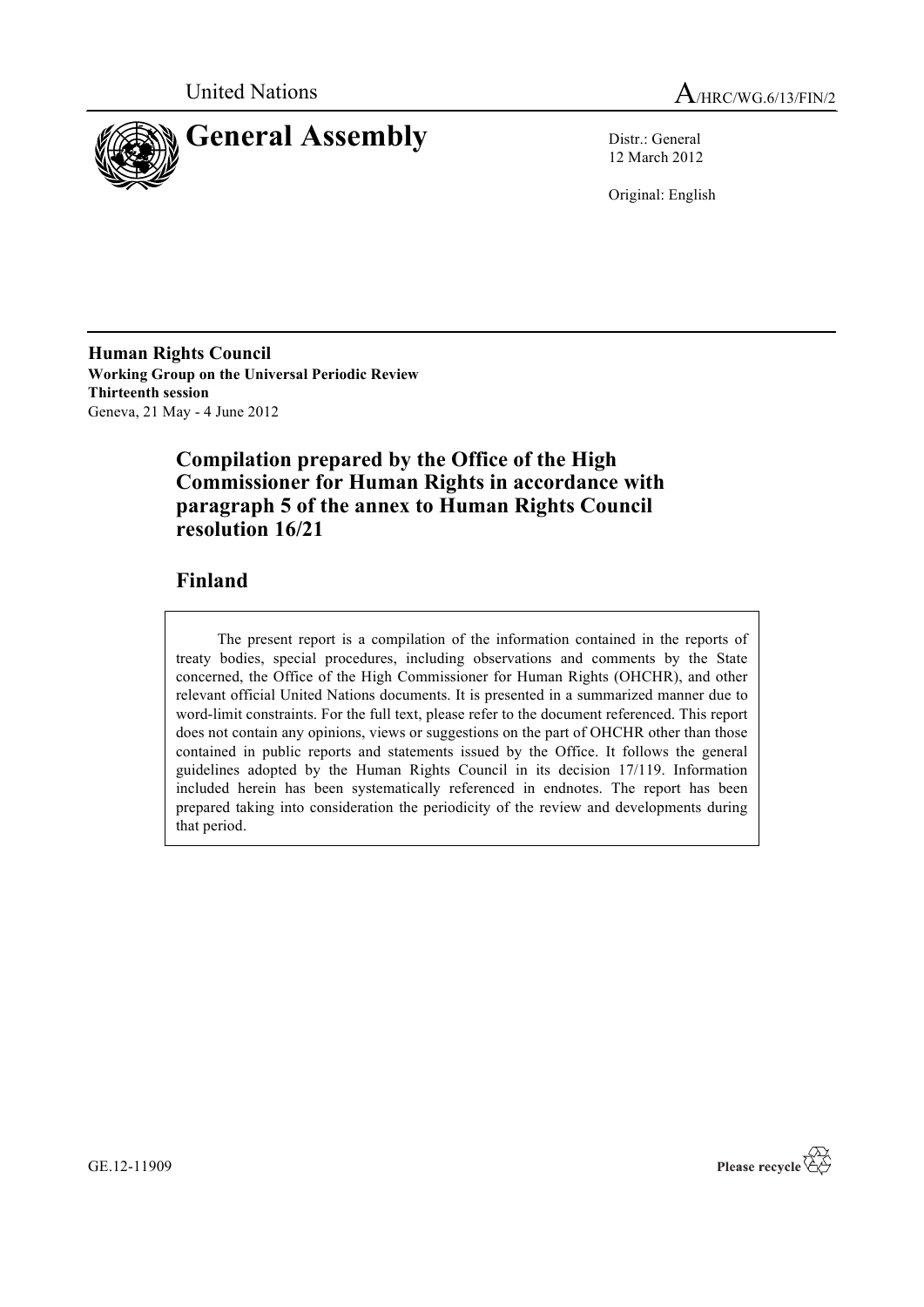United Nations

A/HRC/WG.6/13/FIN/2

# General Assembly

Distr.: General
12 March 2012

Original: English

**Human Rights Council**
**Working Group on the Universal Periodic Review**
**Thirteenth session**
Geneva, 21 May - 4 June 2012

## Compilation prepared by the Office of the High Commissioner for Human Rights in accordance with paragraph 5 of the annex to Human Rights Council resolution 16/21

## Finland

The present report is a compilation of the information contained in the reports of treaty bodies, special procedures, including observations and comments by the State concerned, the Office of the High Commissioner for Human Rights (OHCHR), and other relevant official United Nations documents. It is presented in a summarized manner due to word-limit constraints. For the full text, please refer to the document referenced. This report does not contain any opinions, views or suggestions on the part of OHCHR other than those contained in public reports and statements issued by the Office. It follows the general guidelines adopted by the Human Rights Council in its decision 17/119. Information included herein has been systematically referenced in endnotes. The report has been prepared taking into consideration the periodicity of the review and developments during that period.

GE.12-11909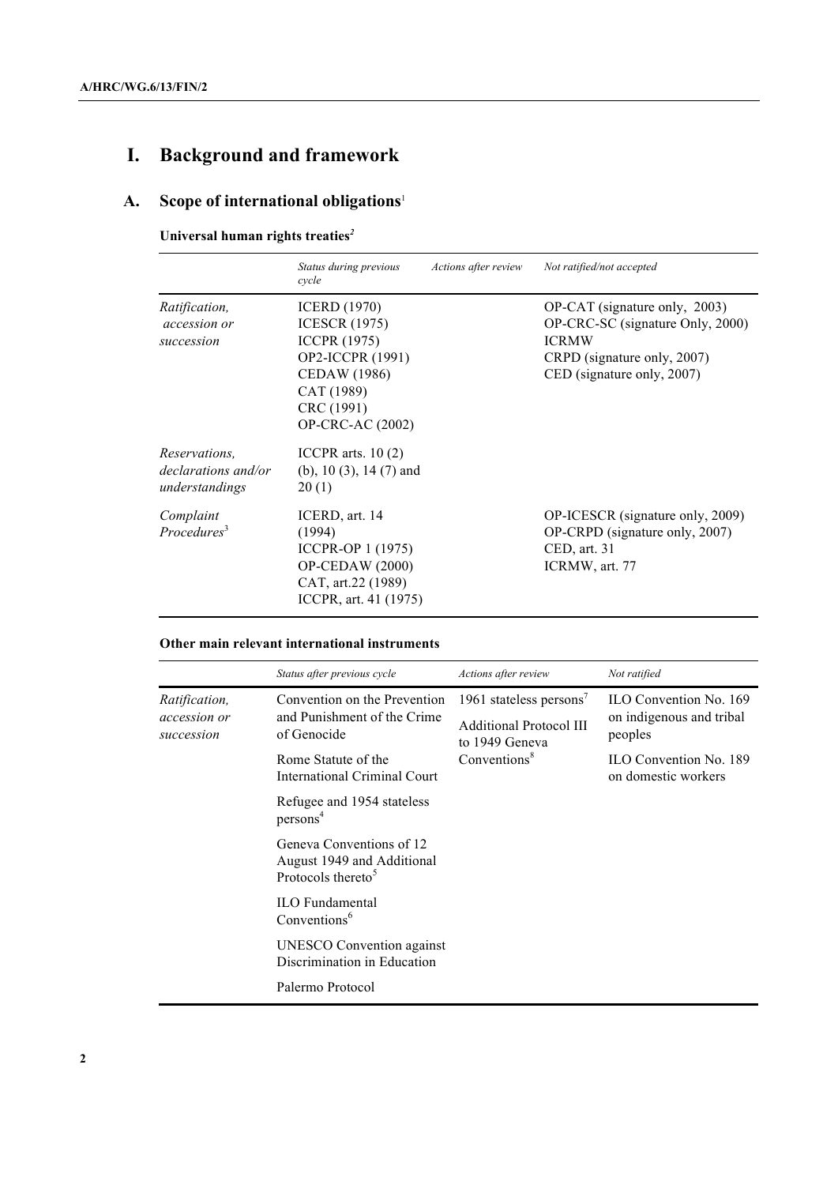# I. Background and framework

## A. Scope of international obligations[1]

**Universal human rights treaties[2]**

| | *Status during previous cycle* | *Actions after review* | *Not ratified/not accepted* |
|---|---|---|---|
| *Ratification, accession or succession* | ICERD (1970)<br>ICESCR (1975)<br>ICCPR (1975)<br>OP2-ICCPR (1991)<br>CEDAW (1986)<br>CAT (1989)<br>CRC (1991)<br>OP-CRC-AC (2002) | | OP-CAT (signature only, 2003)<br>OP-CRC-SC (signature Only, 2000)<br>ICRMW<br>CRPD (signature only, 2007)<br>CED (signature only, 2007) |
| *Reservations, declarations and/or understandings* | ICCPR arts. 10 (2) (b), 10 (3), 14 (7) and 20 (1) | | |
| *Complaint Procedures[3]* | ICERD, art. 14 (1994)<br>ICCPR-OP 1 (1975)<br>OP-CEDAW (2000)<br>CAT, art.22 (1989)<br>ICCPR, art. 41 (1975) | | OP-ICESCR (signature only, 2009)<br>OP-CRPD (signature only, 2007)<br>CED, art. 31<br>ICRMW, art. 77 |

**Other main relevant international instruments**

| | *Status after previous cycle* | *Actions after review* | *Not ratified* |
|---|---|---|---|
| *Ratification, accession or succession* | Convention on the Prevention and Punishment of the Crime of Genocide<br>Rome Statute of the International Criminal Court<br>Refugee and 1954 stateless persons[4]<br>Geneva Conventions of 12 August 1949 and Additional Protocols thereto[5]<br>ILO Fundamental Conventions[6]<br>UNESCO Convention against Discrimination in Education<br>Palermo Protocol | 1961 stateless persons[7]<br>Additional Protocol III to 1949 Geneva Conventions[8] | ILO Convention No. 169 on indigenous and tribal peoples<br>ILO Convention No. 189 on domestic workers |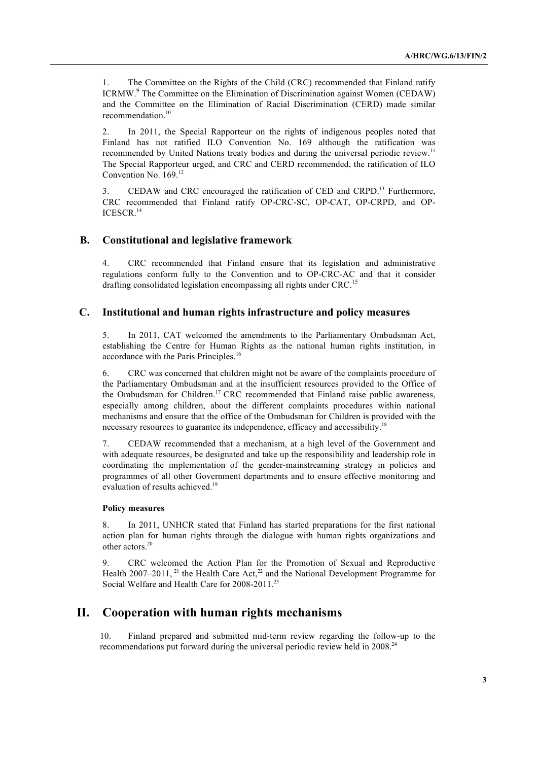1. The Committee on the Rights of the Child (CRC) recommended that Finland ratify ICRMW.[9] The Committee on the Elimination of Discrimination against Women (CEDAW) and the Committee on the Elimination of Racial Discrimination (CERD) made similar recommendation.[10]

2. In 2011, the Special Rapporteur on the rights of indigenous peoples noted that Finland has not ratified ILO Convention No. 169 although the ratification was recommended by United Nations treaty bodies and during the universal periodic review.[11] The Special Rapporteur urged, and CRC and CERD recommended, the ratification of ILO Convention No. 169.[12]

3. CEDAW and CRC encouraged the ratification of CED and CRPD.[13] Furthermore, CRC recommended that Finland ratify OP-CRC-SC, OP-CAT, OP-CRPD, and OP-ICESCR.[14]

## B. Constitutional and legislative framework

4. CRC recommended that Finland ensure that its legislation and administrative regulations conform fully to the Convention and to OP-CRC-AC and that it consider drafting consolidated legislation encompassing all rights under CRC.[15]

## C. Institutional and human rights infrastructure and policy measures

5. In 2011, CAT welcomed the amendments to the Parliamentary Ombudsman Act, establishing the Centre for Human Rights as the national human rights institution, in accordance with the Paris Principles.[16]

6. CRC was concerned that children might not be aware of the complaints procedure of the Parliamentary Ombudsman and at the insufficient resources provided to the Office of the Ombudsman for Children.[17] CRC recommended that Finland raise public awareness, especially among children, about the different complaints procedures within national mechanisms and ensure that the office of the Ombudsman for Children is provided with the necessary resources to guarantee its independence, efficacy and accessibility.[18]

7. CEDAW recommended that a mechanism, at a high level of the Government and with adequate resources, be designated and take up the responsibility and leadership role in coordinating the implementation of the gender-mainstreaming strategy in policies and programmes of all other Government departments and to ensure effective monitoring and evaluation of results achieved.[19]

#### Policy measures

8. In 2011, UNHCR stated that Finland has started preparations for the first national action plan for human rights through the dialogue with human rights organizations and other actors.[20]

9. CRC welcomed the Action Plan for the Promotion of Sexual and Reproductive Health 2007–2011, [21] the Health Care Act,[22] and the National Development Programme for Social Welfare and Health Care for 2008-2011.[23]

# II. Cooperation with human rights mechanisms

10. Finland prepared and submitted mid-term review regarding the follow-up to the recommendations put forward during the universal periodic review held in 2008.[24]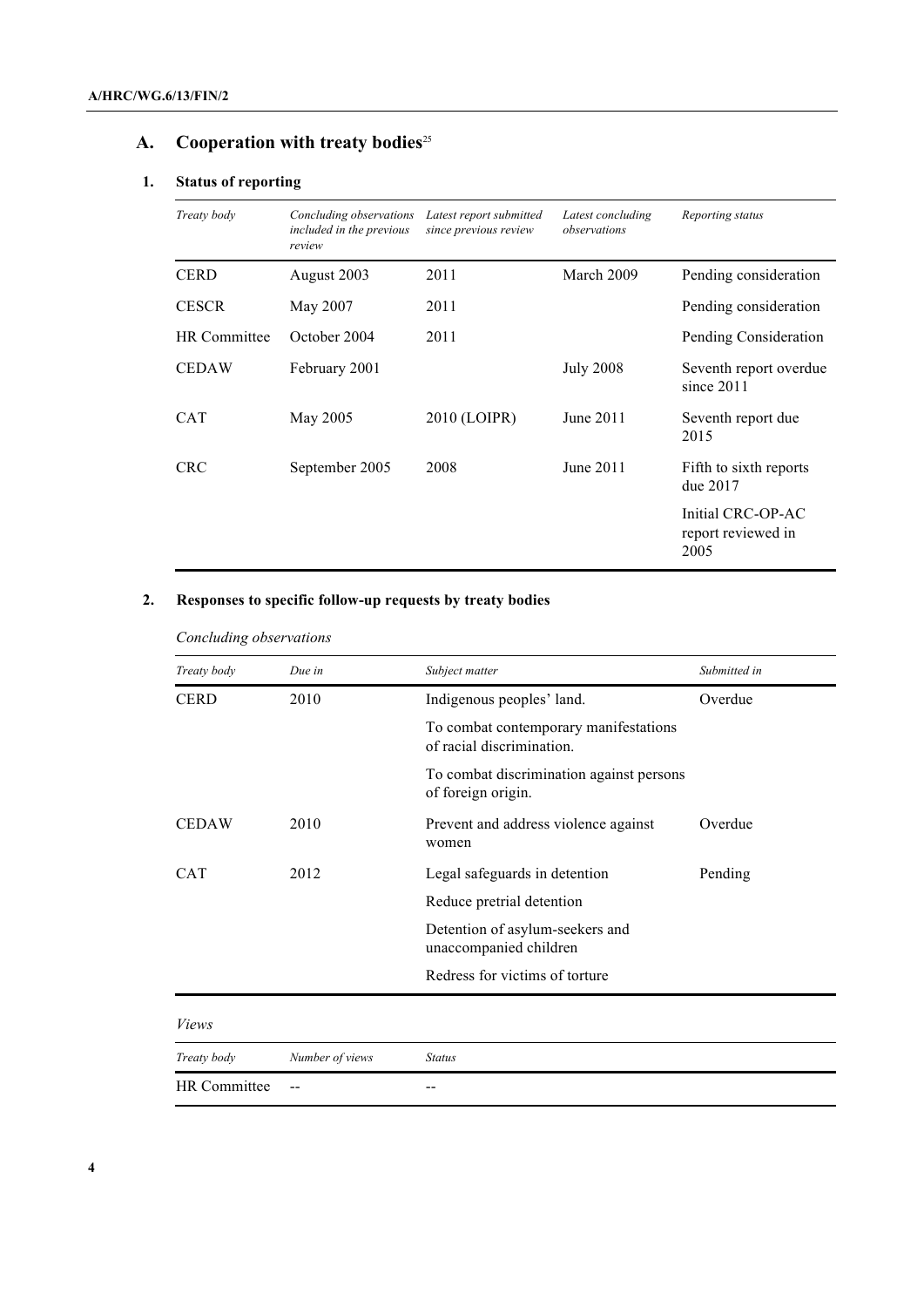## A. Cooperation with treaty bodies[25]

### 1. Status of reporting

| *Treaty body* | *Concluding observations included in the previous review* | *Latest report submitted since previous review* | *Latest concluding observations* | *Reporting status* |
|---|---|---|---|---|
| CERD | August 2003 | 2011 | March 2009 | Pending consideration |
| CESCR | May 2007 | 2011 | | Pending consideration |
| HR Committee | October 2004 | 2011 | | Pending Consideration |
| CEDAW | February 2001 | | July 2008 | Seventh report overdue since 2011 |
| CAT | May 2005 | 2010 (LOIPR) | June 2011 | Seventh report due 2015 |
| CRC | September 2005 | 2008 | June 2011 | Fifth to sixth reports due 2017 |
| | | | | Initial CRC-OP-AC report reviewed in 2005 |

### 2. Responses to specific follow-up requests by treaty bodies

*Concluding observations*

| *Treaty body* | *Due in* | *Subject matter* | *Submitted in* |
|---|---|---|---|
| CERD | 2010 | Indigenous peoples' land. | Overdue |
| | | To combat contemporary manifestations of racial discrimination. | |
| | | To combat discrimination against persons of foreign origin. | |
| CEDAW | 2010 | Prevent and address violence against women | Overdue |
| CAT | 2012 | Legal safeguards in detention | Pending |
| | | Reduce pretrial detention | |
| | | Detention of asylum-seekers and unaccompanied children | |
| | | Redress for victims of torture | |

*Views*

| *Treaty body* | *Number of views* | *Status* |
|---|---|---|
| HR Committee | -- | -- |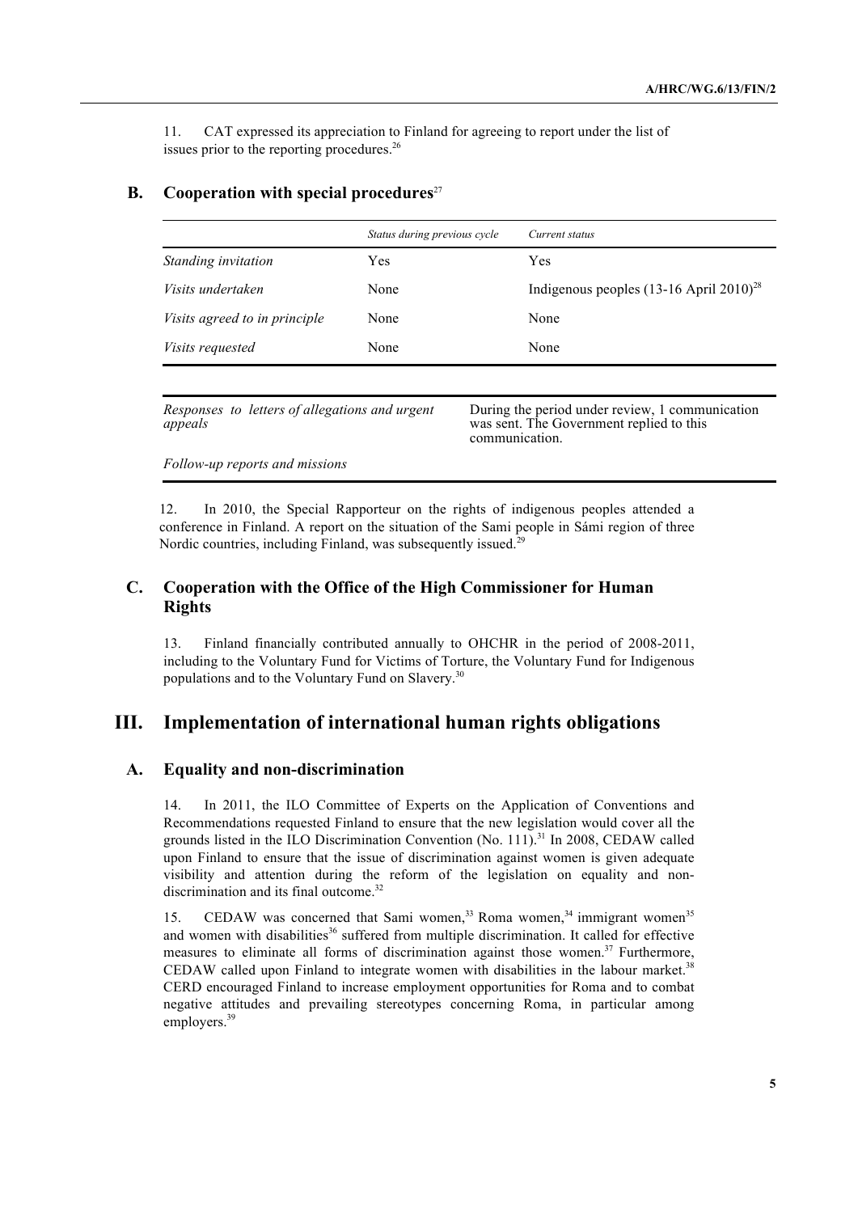11. CAT expressed its appreciation to Finland for agreeing to report under the list of issues prior to the reporting procedures.[26]

## B. Cooperation with special procedures[27]

| | *Status during previous cycle* | *Current status* |
|---|---|---|
| *Standing invitation* | Yes | Yes |
| *Visits undertaken* | None | Indigenous peoples (13-16 April 2010)[28] |
| *Visits agreed to in principle* | None | None |
| *Visits requested* | None | None |

| | |
|---|---|
| *Responses to letters of allegations and urgent appeals* | During the period under review, 1 communication was sent. The Government replied to this communication. |
| *Follow-up reports and missions* | |

12. In 2010, the Special Rapporteur on the rights of indigenous peoples attended a conference in Finland. A report on the situation of the Sami people in Sámi region of three Nordic countries, including Finland, was subsequently issued.[29]

## C. Cooperation with the Office of the High Commissioner for Human Rights

13. Finland financially contributed annually to OHCHR in the period of 2008-2011, including to the Voluntary Fund for Victims of Torture, the Voluntary Fund for Indigenous populations and to the Voluntary Fund on Slavery.[30]

# III. Implementation of international human rights obligations

## A. Equality and non-discrimination

14. In 2011, the ILO Committee of Experts on the Application of Conventions and Recommendations requested Finland to ensure that the new legislation would cover all the grounds listed in the ILO Discrimination Convention (No. 111).[31] In 2008, CEDAW called upon Finland to ensure that the issue of discrimination against women is given adequate visibility and attention during the reform of the legislation on equality and non-discrimination and its final outcome.[32]

15. CEDAW was concerned that Sami women,[33] Roma women,[34] immigrant women[35] and women with disabilities[36] suffered from multiple discrimination. It called for effective measures to eliminate all forms of discrimination against those women.[37] Furthermore, CEDAW called upon Finland to integrate women with disabilities in the labour market.[38] CERD encouraged Finland to increase employment opportunities for Roma and to combat negative attitudes and prevailing stereotypes concerning Roma, in particular among employers.[39]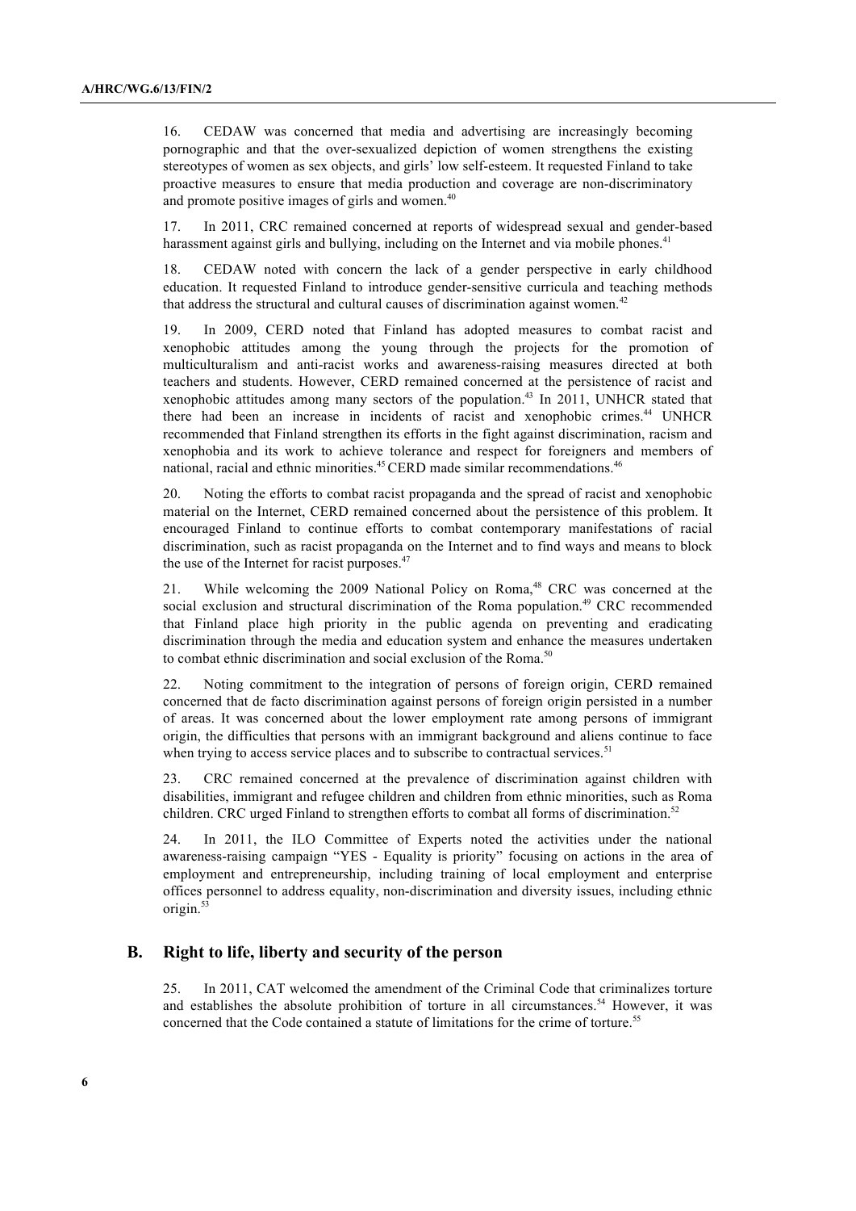16. CEDAW was concerned that media and advertising are increasingly becoming pornographic and that the over-sexualized depiction of women strengthens the existing stereotypes of women as sex objects, and girls' low self-esteem. It requested Finland to take proactive measures to ensure that media production and coverage are non-discriminatory and promote positive images of girls and women.[40]

17. In 2011, CRC remained concerned at reports of widespread sexual and gender-based harassment against girls and bullying, including on the Internet and via mobile phones.[41]

18. CEDAW noted with concern the lack of a gender perspective in early childhood education. It requested Finland to introduce gender-sensitive curricula and teaching methods that address the structural and cultural causes of discrimination against women.[42]

19. In 2009, CERD noted that Finland has adopted measures to combat racist and xenophobic attitudes among the young through the projects for the promotion of multiculturalism and anti-racist works and awareness-raising measures directed at both teachers and students. However, CERD remained concerned at the persistence of racist and xenophobic attitudes among many sectors of the population.[43] In 2011, UNHCR stated that there had been an increase in incidents of racist and xenophobic crimes.[44] UNHCR recommended that Finland strengthen its efforts in the fight against discrimination, racism and xenophobia and its work to achieve tolerance and respect for foreigners and members of national, racial and ethnic minorities.[45] CERD made similar recommendations.[46]

20. Noting the efforts to combat racist propaganda and the spread of racist and xenophobic material on the Internet, CERD remained concerned about the persistence of this problem. It encouraged Finland to continue efforts to combat contemporary manifestations of racial discrimination, such as racist propaganda on the Internet and to find ways and means to block the use of the Internet for racist purposes.[47]

21. While welcoming the 2009 National Policy on Roma,[48] CRC was concerned at the social exclusion and structural discrimination of the Roma population.[49] CRC recommended that Finland place high priority in the public agenda on preventing and eradicating discrimination through the media and education system and enhance the measures undertaken to combat ethnic discrimination and social exclusion of the Roma.[50]

22. Noting commitment to the integration of persons of foreign origin, CERD remained concerned that de facto discrimination against persons of foreign origin persisted in a number of areas. It was concerned about the lower employment rate among persons of immigrant origin, the difficulties that persons with an immigrant background and aliens continue to face when trying to access service places and to subscribe to contractual services.[51]

23. CRC remained concerned at the prevalence of discrimination against children with disabilities, immigrant and refugee children and children from ethnic minorities, such as Roma children. CRC urged Finland to strengthen efforts to combat all forms of discrimination.[52]

24. In 2011, the ILO Committee of Experts noted the activities under the national awareness-raising campaign "YES - Equality is priority" focusing on actions in the area of employment and entrepreneurship, including training of local employment and enterprise offices personnel to address equality, non-discrimination and diversity issues, including ethnic origin.[53]

## B. Right to life, liberty and security of the person

25. In 2011, CAT welcomed the amendment of the Criminal Code that criminalizes torture and establishes the absolute prohibition of torture in all circumstances.[54] However, it was concerned that the Code contained a statute of limitations for the crime of torture.[55]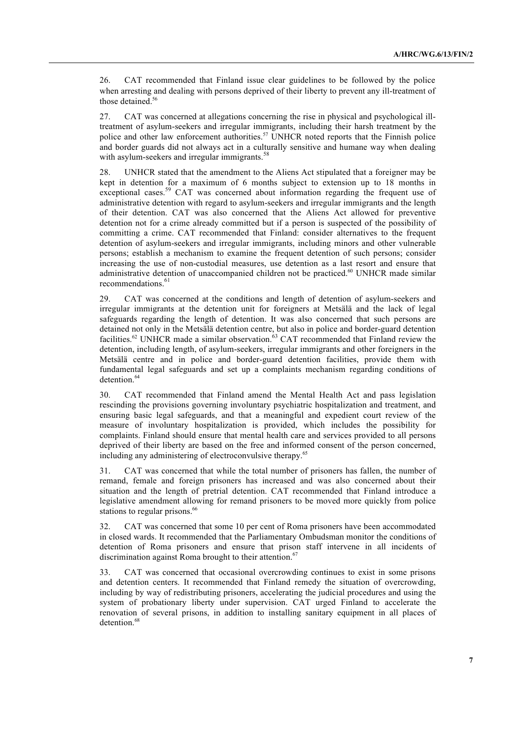26. CAT recommended that Finland issue clear guidelines to be followed by the police when arresting and dealing with persons deprived of their liberty to prevent any ill-treatment of those detained.[56]

27. CAT was concerned at allegations concerning the rise in physical and psychological ill-treatment of asylum-seekers and irregular immigrants, including their harsh treatment by the police and other law enforcement authorities.[57] UNHCR noted reports that the Finnish police and border guards did not always act in a culturally sensitive and humane way when dealing with asylum-seekers and irregular immigrants.[58]

28. UNHCR stated that the amendment to the Aliens Act stipulated that a foreigner may be kept in detention for a maximum of 6 months subject to extension up to 18 months in exceptional cases.[59] CAT was concerned about information regarding the frequent use of administrative detention with regard to asylum-seekers and irregular immigrants and the length of their detention. CAT was also concerned that the Aliens Act allowed for preventive detention not for a crime already committed but if a person is suspected of the possibility of committing a crime. CAT recommended that Finland: consider alternatives to the frequent detention of asylum-seekers and irregular immigrants, including minors and other vulnerable persons; establish a mechanism to examine the frequent detention of such persons; consider increasing the use of non-custodial measures, use detention as a last resort and ensure that administrative detention of unaccompanied children not be practiced.[60] UNHCR made similar recommendations.[61]

29. CAT was concerned at the conditions and length of detention of asylum-seekers and irregular immigrants at the detention unit for foreigners at Metsälä and the lack of legal safeguards regarding the length of detention. It was also concerned that such persons are detained not only in the Metsälä detention centre, but also in police and border-guard detention facilities.[62] UNHCR made a similar observation.[63] CAT recommended that Finland review the detention, including length, of asylum-seekers, irregular immigrants and other foreigners in the Metsälä centre and in police and border-guard detention facilities, provide them with fundamental legal safeguards and set up a complaints mechanism regarding conditions of detention.[64]

30. CAT recommended that Finland amend the Mental Health Act and pass legislation rescinding the provisions governing involuntary psychiatric hospitalization and treatment, and ensuring basic legal safeguards, and that a meaningful and expedient court review of the measure of involuntary hospitalization is provided, which includes the possibility for complaints. Finland should ensure that mental health care and services provided to all persons deprived of their liberty are based on the free and informed consent of the person concerned, including any administering of electroconvulsive therapy.[65]

31. CAT was concerned that while the total number of prisoners has fallen, the number of remand, female and foreign prisoners has increased and was also concerned about their situation and the length of pretrial detention. CAT recommended that Finland introduce a legislative amendment allowing for remand prisoners to be moved more quickly from police stations to regular prisons.[66]

32. CAT was concerned that some 10 per cent of Roma prisoners have been accommodated in closed wards. It recommended that the Parliamentary Ombudsman monitor the conditions of detention of Roma prisoners and ensure that prison staff intervene in all incidents of discrimination against Roma brought to their attention.[67]

33. CAT was concerned that occasional overcrowding continues to exist in some prisons and detention centers. It recommended that Finland remedy the situation of overcrowding, including by way of redistributing prisoners, accelerating the judicial procedures and using the system of probationary liberty under supervision. CAT urged Finland to accelerate the renovation of several prisons, in addition to installing sanitary equipment in all places of detention.[68]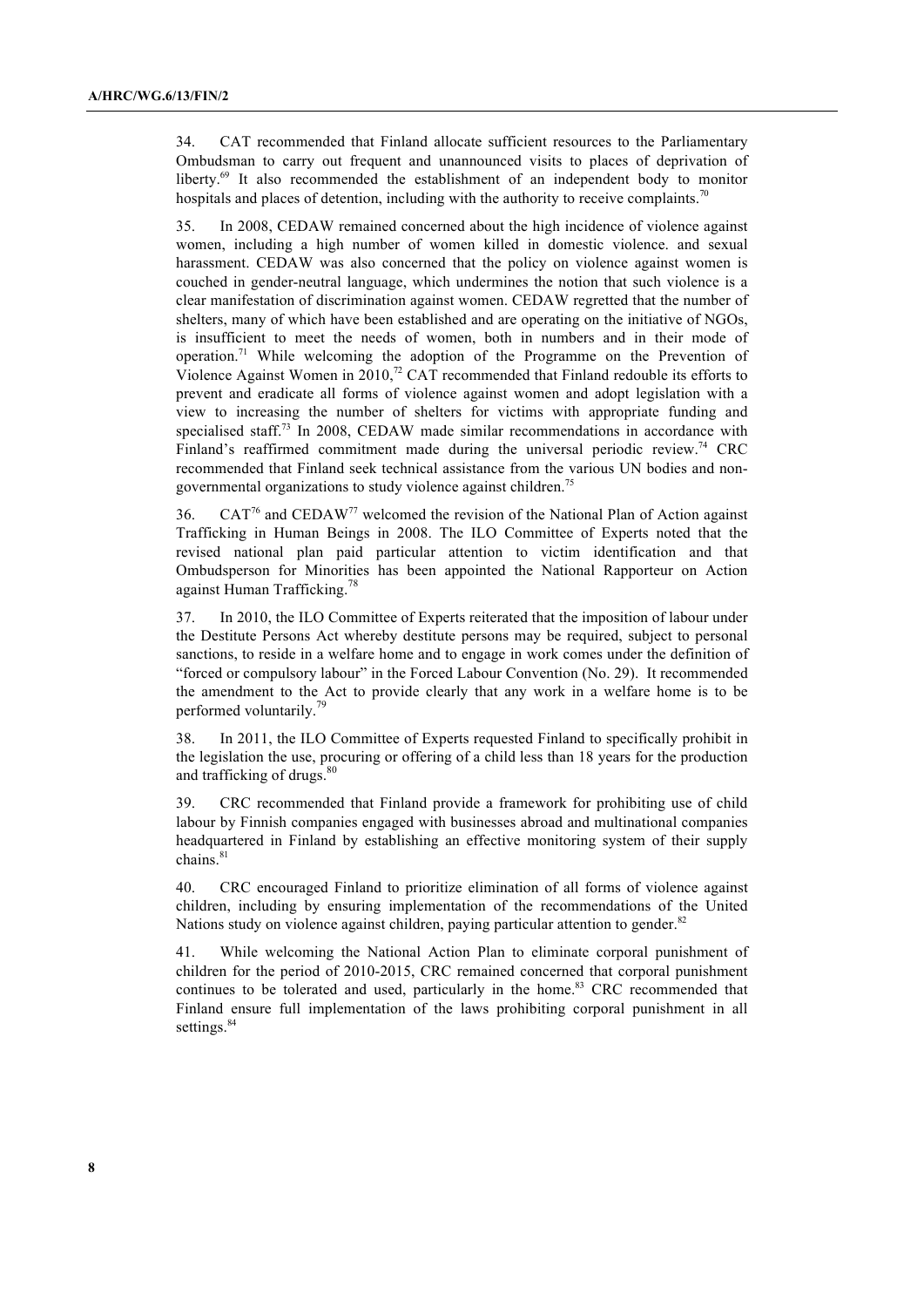34. CAT recommended that Finland allocate sufficient resources to the Parliamentary Ombudsman to carry out frequent and unannounced visits to places of deprivation of liberty.[69] It also recommended the establishment of an independent body to monitor hospitals and places of detention, including with the authority to receive complaints.[70]

35. In 2008, CEDAW remained concerned about the high incidence of violence against women, including a high number of women killed in domestic violence. and sexual harassment. CEDAW was also concerned that the policy on violence against women is couched in gender-neutral language, which undermines the notion that such violence is a clear manifestation of discrimination against women. CEDAW regretted that the number of shelters, many of which have been established and are operating on the initiative of NGOs, is insufficient to meet the needs of women, both in numbers and in their mode of operation.[71] While welcoming the adoption of the Programme on the Prevention of Violence Against Women in 2010,[72] CAT recommended that Finland redouble its efforts to prevent and eradicate all forms of violence against women and adopt legislation with a view to increasing the number of shelters for victims with appropriate funding and specialised staff.[73] In 2008, CEDAW made similar recommendations in accordance with Finland's reaffirmed commitment made during the universal periodic review.[74] CRC recommended that Finland seek technical assistance from the various UN bodies and non-governmental organizations to study violence against children.[75]

36. CAT[76] and CEDAW[77] welcomed the revision of the National Plan of Action against Trafficking in Human Beings in 2008. The ILO Committee of Experts noted that the revised national plan paid particular attention to victim identification and that Ombudsperson for Minorities has been appointed the National Rapporteur on Action against Human Trafficking.[78]

37. In 2010, the ILO Committee of Experts reiterated that the imposition of labour under the Destitute Persons Act whereby destitute persons may be required, subject to personal sanctions, to reside in a welfare home and to engage in work comes under the definition of "forced or compulsory labour" in the Forced Labour Convention (No. 29). It recommended the amendment to the Act to provide clearly that any work in a welfare home is to be performed voluntarily.[79]

38. In 2011, the ILO Committee of Experts requested Finland to specifically prohibit in the legislation the use, procuring or offering of a child less than 18 years for the production and trafficking of drugs.[80]

39. CRC recommended that Finland provide a framework for prohibiting use of child labour by Finnish companies engaged with businesses abroad and multinational companies headquartered in Finland by establishing an effective monitoring system of their supply chains.[81]

40. CRC encouraged Finland to prioritize elimination of all forms of violence against children, including by ensuring implementation of the recommendations of the United Nations study on violence against children, paying particular attention to gender.[82]

41. While welcoming the National Action Plan to eliminate corporal punishment of children for the period of 2010-2015, CRC remained concerned that corporal punishment continues to be tolerated and used, particularly in the home.[83] CRC recommended that Finland ensure full implementation of the laws prohibiting corporal punishment in all settings.[84]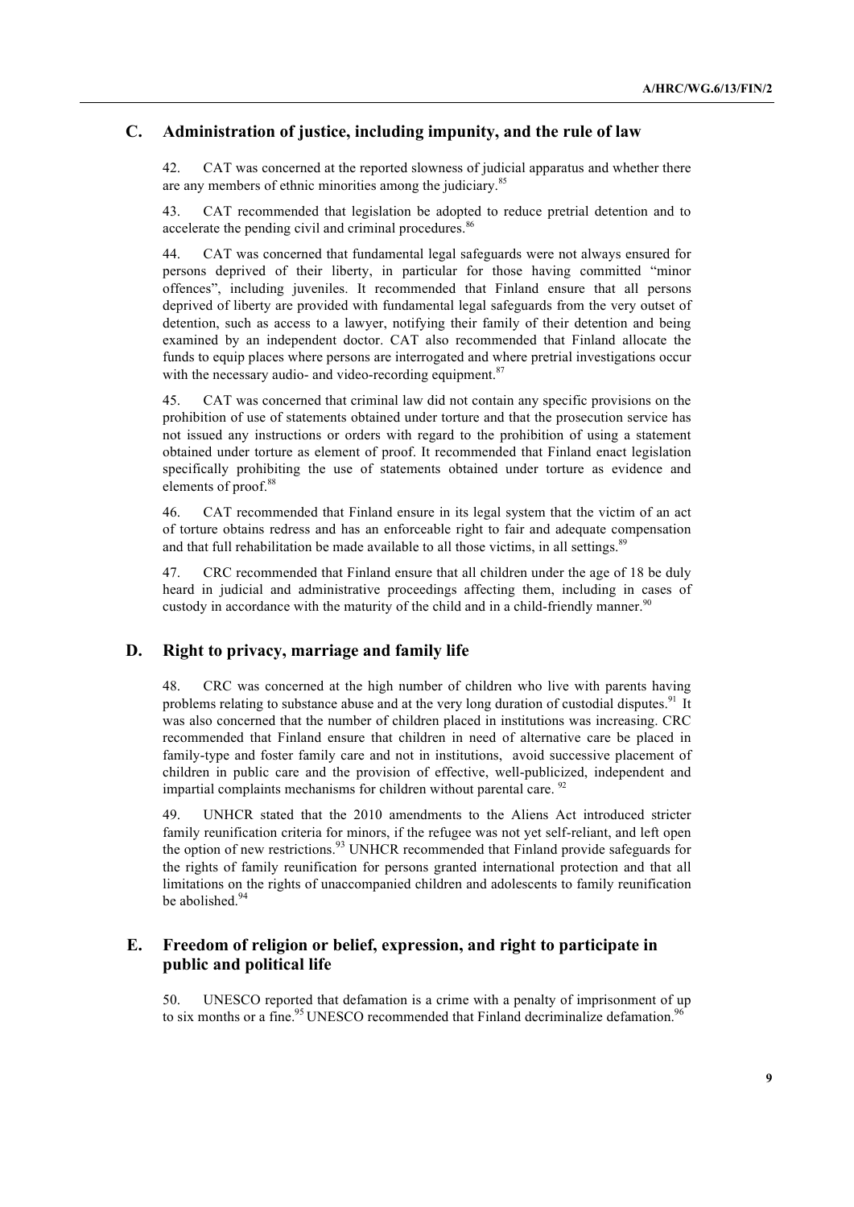## C. Administration of justice, including impunity, and the rule of law

42. CAT was concerned at the reported slowness of judicial apparatus and whether there are any members of ethnic minorities among the judiciary.[85]

43. CAT recommended that legislation be adopted to reduce pretrial detention and to accelerate the pending civil and criminal procedures.[86]

44. CAT was concerned that fundamental legal safeguards were not always ensured for persons deprived of their liberty, in particular for those having committed "minor offences", including juveniles. It recommended that Finland ensure that all persons deprived of liberty are provided with fundamental legal safeguards from the very outset of detention, such as access to a lawyer, notifying their family of their detention and being examined by an independent doctor. CAT also recommended that Finland allocate the funds to equip places where persons are interrogated and where pretrial investigations occur with the necessary audio- and video-recording equipment.[87]

45. CAT was concerned that criminal law did not contain any specific provisions on the prohibition of use of statements obtained under torture and that the prosecution service has not issued any instructions or orders with regard to the prohibition of using a statement obtained under torture as element of proof. It recommended that Finland enact legislation specifically prohibiting the use of statements obtained under torture as evidence and elements of proof.[88]

46. CAT recommended that Finland ensure in its legal system that the victim of an act of torture obtains redress and has an enforceable right to fair and adequate compensation and that full rehabilitation be made available to all those victims, in all settings.[89]

47. CRC recommended that Finland ensure that all children under the age of 18 be duly heard in judicial and administrative proceedings affecting them, including in cases of custody in accordance with the maturity of the child and in a child-friendly manner.[90]

## D. Right to privacy, marriage and family life

48. CRC was concerned at the high number of children who live with parents having problems relating to substance abuse and at the very long duration of custodial disputes.[91] It was also concerned that the number of children placed in institutions was increasing. CRC recommended that Finland ensure that children in need of alternative care be placed in family-type and foster family care and not in institutions, avoid successive placement of children in public care and the provision of effective, well-publicized, independent and impartial complaints mechanisms for children without parental care.[92]

49. UNHCR stated that the 2010 amendments to the Aliens Act introduced stricter family reunification criteria for minors, if the refugee was not yet self-reliant, and left open the option of new restrictions.[93] UNHCR recommended that Finland provide safeguards for the rights of family reunification for persons granted international protection and that all limitations on the rights of unaccompanied children and adolescents to family reunification be abolished.[94]

## E. Freedom of religion or belief, expression, and right to participate in public and political life

50. UNESCO reported that defamation is a crime with a penalty of imprisonment of up to six months or a fine.[95] UNESCO recommended that Finland decriminalize defamation.[96]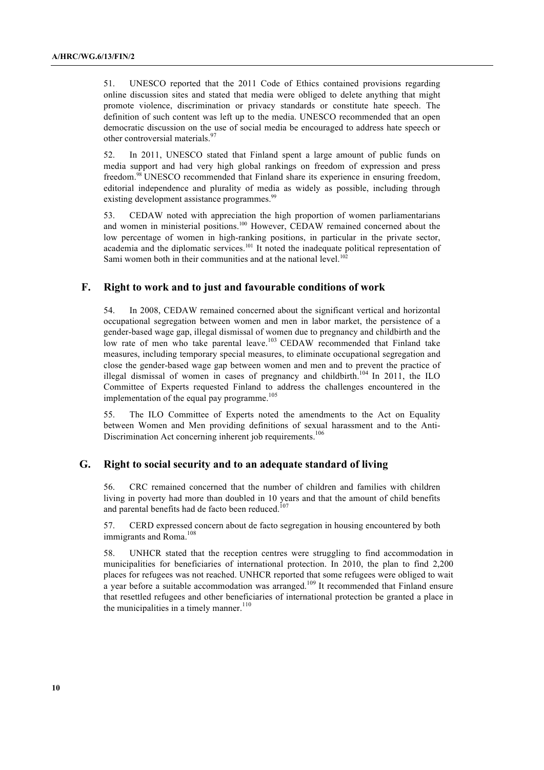51. UNESCO reported that the 2011 Code of Ethics contained provisions regarding online discussion sites and stated that media were obliged to delete anything that might promote violence, discrimination or privacy standards or constitute hate speech. The definition of such content was left up to the media. UNESCO recommended that an open democratic discussion on the use of social media be encouraged to address hate speech or other controversial materials.[97]

52. In 2011, UNESCO stated that Finland spent a large amount of public funds on media support and had very high global rankings on freedom of expression and press freedom.[98] UNESCO recommended that Finland share its experience in ensuring freedom, editorial independence and plurality of media as widely as possible, including through existing development assistance programmes.[99]

53. CEDAW noted with appreciation the high proportion of women parliamentarians and women in ministerial positions.[100] However, CEDAW remained concerned about the low percentage of women in high-ranking positions, in particular in the private sector, academia and the diplomatic services.[101] It noted the inadequate political representation of Sami women both in their communities and at the national level.[102]

## F. Right to work and to just and favourable conditions of work

54. In 2008, CEDAW remained concerned about the significant vertical and horizontal occupational segregation between women and men in labor market, the persistence of a gender-based wage gap, illegal dismissal of women due to pregnancy and childbirth and the low rate of men who take parental leave.[103] CEDAW recommended that Finland take measures, including temporary special measures, to eliminate occupational segregation and close the gender-based wage gap between women and men and to prevent the practice of illegal dismissal of women in cases of pregnancy and childbirth.[104] In 2011, the ILO Committee of Experts requested Finland to address the challenges encountered in the implementation of the equal pay programme.[105]

55. The ILO Committee of Experts noted the amendments to the Act on Equality between Women and Men providing definitions of sexual harassment and to the Anti-Discrimination Act concerning inherent job requirements.[106]

## G. Right to social security and to an adequate standard of living

56. CRC remained concerned that the number of children and families with children living in poverty had more than doubled in 10 years and that the amount of child benefits and parental benefits had de facto been reduced.[107]

57. CERD expressed concern about de facto segregation in housing encountered by both immigrants and Roma.[108]

58. UNHCR stated that the reception centres were struggling to find accommodation in municipalities for beneficiaries of international protection. In 2010, the plan to find 2,200 places for refugees was not reached. UNHCR reported that some refugees were obliged to wait a year before a suitable accommodation was arranged.[109] It recommended that Finland ensure that resettled refugees and other beneficiaries of international protection be granted a place in the municipalities in a timely manner.[110]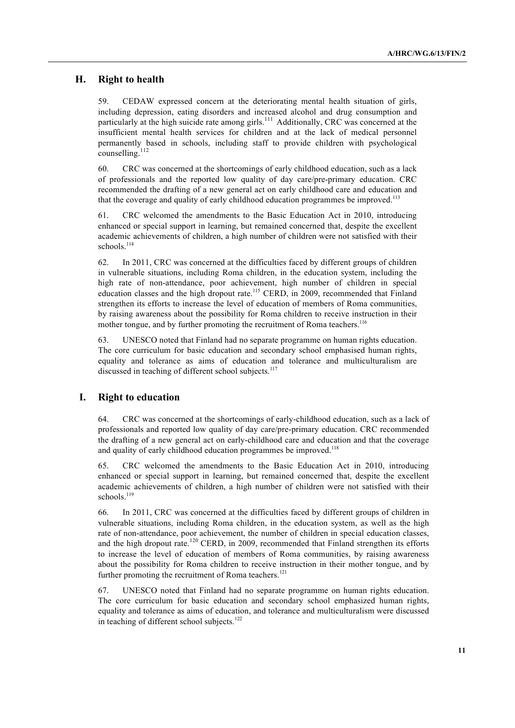## H. Right to health

59. CEDAW expressed concern at the deteriorating mental health situation of girls, including depression, eating disorders and increased alcohol and drug consumption and particularly at the high suicide rate among girls.[111] Additionally, CRC was concerned at the insufficient mental health services for children and at the lack of medical personnel permanently based in schools, including staff to provide children with psychological counselling.[112]

60. CRC was concerned at the shortcomings of early childhood education, such as a lack of professionals and the reported low quality of day care/pre-primary education. CRC recommended the drafting of a new general act on early childhood care and education and that the coverage and quality of early childhood education programmes be improved.[113]

61. CRC welcomed the amendments to the Basic Education Act in 2010, introducing enhanced or special support in learning, but remained concerned that, despite the excellent academic achievements of children, a high number of children were not satisfied with their schools.[114]

62. In 2011, CRC was concerned at the difficulties faced by different groups of children in vulnerable situations, including Roma children, in the education system, including the high rate of non-attendance, poor achievement, high number of children in special education classes and the high dropout rate.[115] CERD, in 2009, recommended that Finland strengthen its efforts to increase the level of education of members of Roma communities, by raising awareness about the possibility for Roma children to receive instruction in their mother tongue, and by further promoting the recruitment of Roma teachers.[116]

63. UNESCO noted that Finland had no separate programme on human rights education. The core curriculum for basic education and secondary school emphasised human rights, equality and tolerance as aims of education and tolerance and multiculturalism are discussed in teaching of different school subjects.[117]

## I. Right to education

64. CRC was concerned at the shortcomings of early-childhood education, such as a lack of professionals and reported low quality of day care/pre-primary education. CRC recommended the drafting of a new general act on early-childhood care and education and that the coverage and quality of early childhood education programmes be improved.[118]

65. CRC welcomed the amendments to the Basic Education Act in 2010, introducing enhanced or special support in learning, but remained concerned that, despite the excellent academic achievements of children, a high number of children were not satisfied with their schools.[119]

66. In 2011, CRC was concerned at the difficulties faced by different groups of children in vulnerable situations, including Roma children, in the education system, as well as the high rate of non-attendance, poor achievement, the number of children in special education classes, and the high dropout rate.[120] CERD, in 2009, recommended that Finland strengthen its efforts to increase the level of education of members of Roma communities, by raising awareness about the possibility for Roma children to receive instruction in their mother tongue, and by further promoting the recruitment of Roma teachers.[121]

67. UNESCO noted that Finland had no separate programme on human rights education. The core curriculum for basic education and secondary school emphasized human rights, equality and tolerance as aims of education, and tolerance and multiculturalism were discussed in teaching of different school subjects.[122]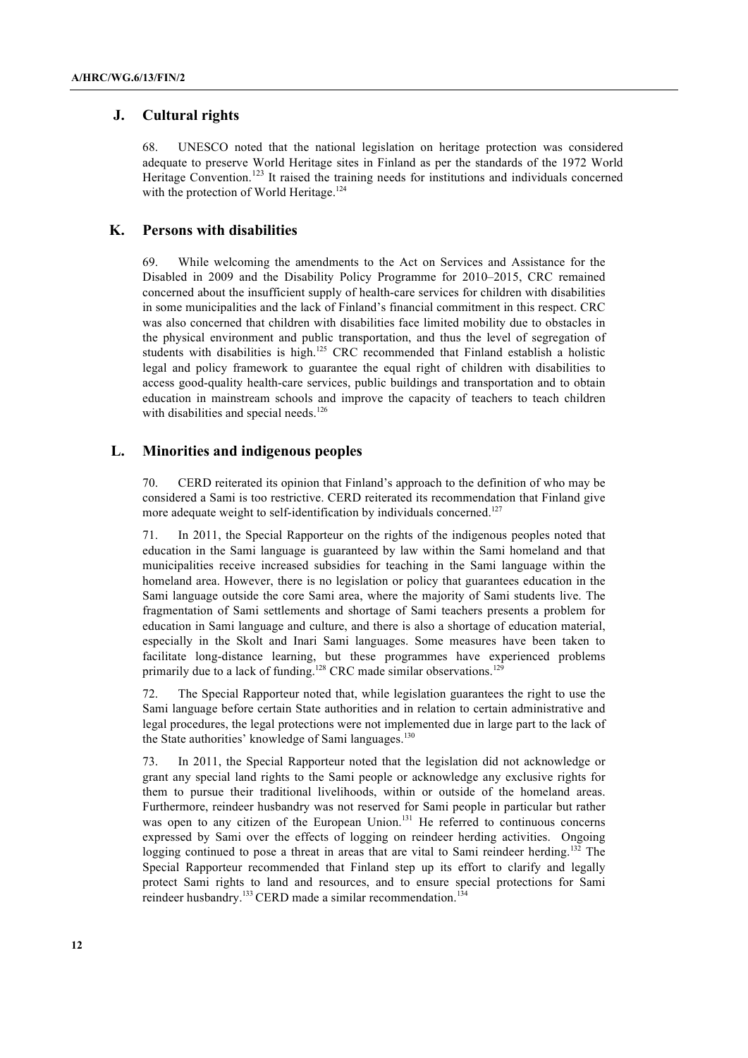## J. Cultural rights

68. UNESCO noted that the national legislation on heritage protection was considered adequate to preserve World Heritage sites in Finland as per the standards of the 1972 World Heritage Convention.[123] It raised the training needs for institutions and individuals concerned with the protection of World Heritage.[124]

## K. Persons with disabilities

69. While welcoming the amendments to the Act on Services and Assistance for the Disabled in 2009 and the Disability Policy Programme for 2010–2015, CRC remained concerned about the insufficient supply of health-care services for children with disabilities in some municipalities and the lack of Finland's financial commitment in this respect. CRC was also concerned that children with disabilities face limited mobility due to obstacles in the physical environment and public transportation, and thus the level of segregation of students with disabilities is high.[125] CRC recommended that Finland establish a holistic legal and policy framework to guarantee the equal right of children with disabilities to access good-quality health-care services, public buildings and transportation and to obtain education in mainstream schools and improve the capacity of teachers to teach children with disabilities and special needs.[126]

## L. Minorities and indigenous peoples

70. CERD reiterated its opinion that Finland's approach to the definition of who may be considered a Sami is too restrictive. CERD reiterated its recommendation that Finland give more adequate weight to self-identification by individuals concerned.[127]

71. In 2011, the Special Rapporteur on the rights of the indigenous peoples noted that education in the Sami language is guaranteed by law within the Sami homeland and that municipalities receive increased subsidies for teaching in the Sami language within the homeland area. However, there is no legislation or policy that guarantees education in the Sami language outside the core Sami area, where the majority of Sami students live. The fragmentation of Sami settlements and shortage of Sami teachers presents a problem for education in Sami language and culture, and there is also a shortage of education material, especially in the Skolt and Inari Sami languages. Some measures have been taken to facilitate long-distance learning, but these programmes have experienced problems primarily due to a lack of funding.[128] CRC made similar observations.[129]

72. The Special Rapporteur noted that, while legislation guarantees the right to use the Sami language before certain State authorities and in relation to certain administrative and legal procedures, the legal protections were not implemented due in large part to the lack of the State authorities' knowledge of Sami languages.[130]

73. In 2011, the Special Rapporteur noted that the legislation did not acknowledge or grant any special land rights to the Sami people or acknowledge any exclusive rights for them to pursue their traditional livelihoods, within or outside of the homeland areas. Furthermore, reindeer husbandry was not reserved for Sami people in particular but rather was open to any citizen of the European Union.[131] He referred to continuous concerns expressed by Sami over the effects of logging on reindeer herding activities. Ongoing logging continued to pose a threat in areas that are vital to Sami reindeer herding.[132] The Special Rapporteur recommended that Finland step up its effort to clarify and legally protect Sami rights to land and resources, and to ensure special protections for Sami reindeer husbandry.[133] CERD made a similar recommendation.[134]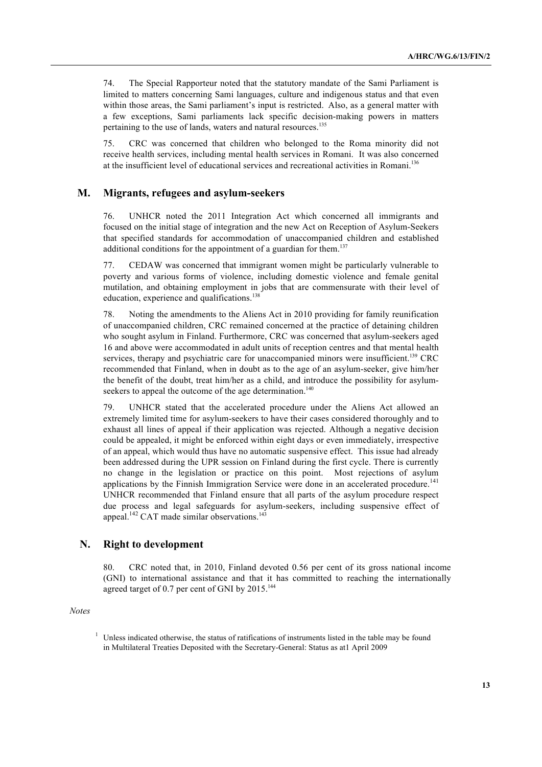74. The Special Rapporteur noted that the statutory mandate of the Sami Parliament is limited to matters concerning Sami languages, culture and indigenous status and that even within those areas, the Sami parliament's input is restricted. Also, as a general matter with a few exceptions, Sami parliaments lack specific decision-making powers in matters pertaining to the use of lands, waters and natural resources.[135]

75. CRC was concerned that children who belonged to the Roma minority did not receive health services, including mental health services in Romani. It was also concerned at the insufficient level of educational services and recreational activities in Romani.[136]

## M. Migrants, refugees and asylum-seekers

76. UNHCR noted the 2011 Integration Act which concerned all immigrants and focused on the initial stage of integration and the new Act on Reception of Asylum-Seekers that specified standards for accommodation of unaccompanied children and established additional conditions for the appointment of a guardian for them.[137]

77. CEDAW was concerned that immigrant women might be particularly vulnerable to poverty and various forms of violence, including domestic violence and female genital mutilation, and obtaining employment in jobs that are commensurate with their level of education, experience and qualifications.[138]

78. Noting the amendments to the Aliens Act in 2010 providing for family reunification of unaccompanied children, CRC remained concerned at the practice of detaining children who sought asylum in Finland. Furthermore, CRC was concerned that asylum-seekers aged 16 and above were accommodated in adult units of reception centres and that mental health services, therapy and psychiatric care for unaccompanied minors were insufficient.[139] CRC recommended that Finland, when in doubt as to the age of an asylum-seeker, give him/her the benefit of the doubt, treat him/her as a child, and introduce the possibility for asylum-seekers to appeal the outcome of the age determination.[140]

79. UNHCR stated that the accelerated procedure under the Aliens Act allowed an extremely limited time for asylum-seekers to have their cases considered thoroughly and to exhaust all lines of appeal if their application was rejected. Although a negative decision could be appealed, it might be enforced within eight days or even immediately, irrespective of an appeal, which would thus have no automatic suspensive effect. This issue had already been addressed during the UPR session on Finland during the first cycle. There is currently no change in the legislation or practice on this point. Most rejections of asylum applications by the Finnish Immigration Service were done in an accelerated procedure.[141] UNHCR recommended that Finland ensure that all parts of the asylum procedure respect due process and legal safeguards for asylum-seekers, including suspensive effect of appeal.[142] CAT made similar observations.[143]

## N. Right to development

80. CRC noted that, in 2010, Finland devoted 0.56 per cent of its gross national income (GNI) to international assistance and that it has committed to reaching the internationally agreed target of 0.7 per cent of GNI by 2015.[144]

*Notes*

[1] Unless indicated otherwise, the status of ratifications of instruments listed in the table may be found in Multilateral Treaties Deposited with the Secretary-General: Status as at1 April 2009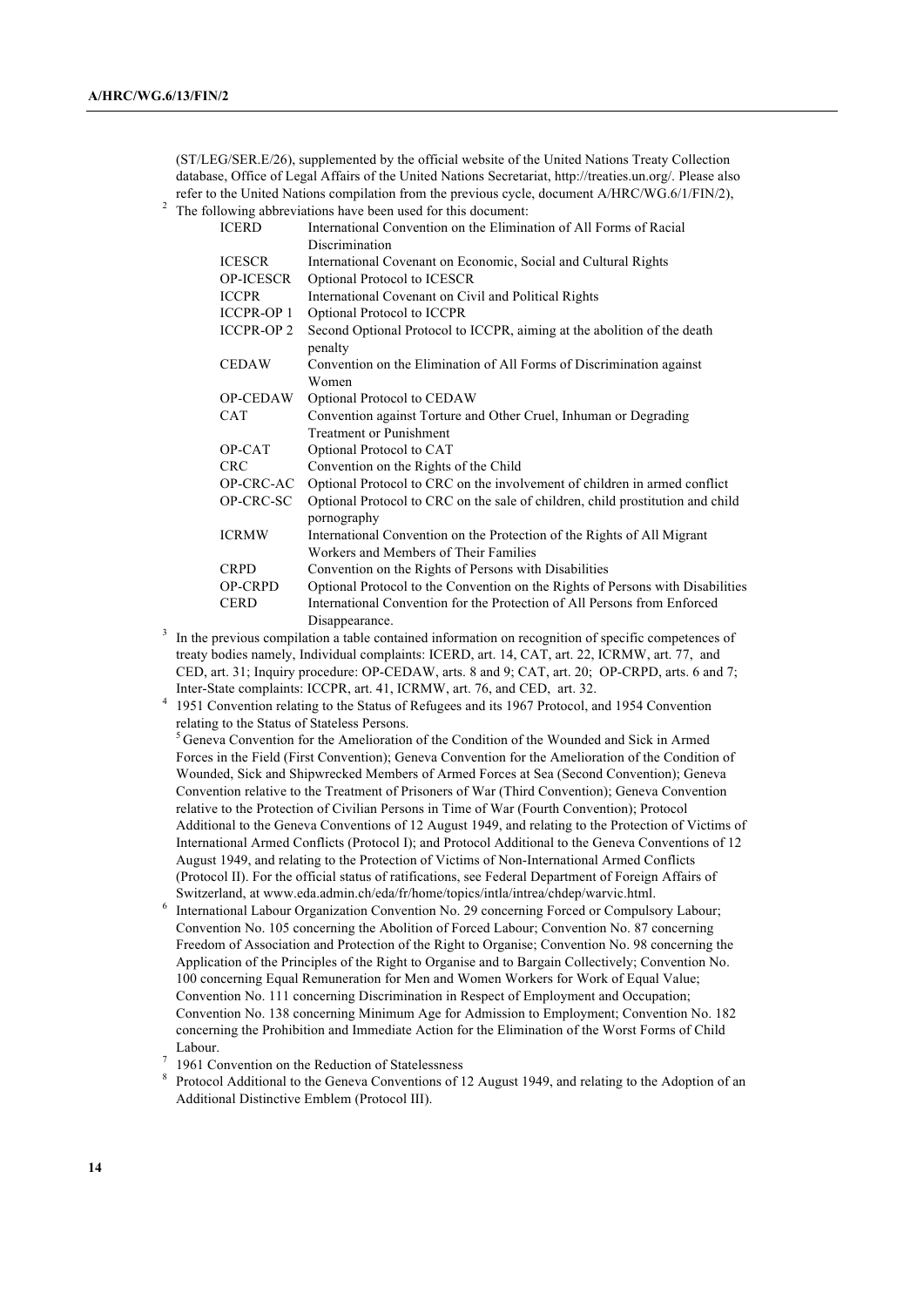(ST/LEG/SER.E/26), supplemented by the official website of the United Nations Treaty Collection database, Office of Legal Affairs of the United Nations Secretariat, http://treaties.un.org/. Please also refer to the United Nations compilation from the previous cycle, document A/HRC/WG.6/1/FIN/2),

[2] The following abbreviations have been used for this document:

| | |
|---|---|
| ICERD | International Convention on the Elimination of All Forms of Racial Discrimination |
| ICESCR | International Covenant on Economic, Social and Cultural Rights |
| OP-ICESCR | Optional Protocol to ICESCR |
| ICCPR | International Covenant on Civil and Political Rights |
| ICCPR-OP 1 | Optional Protocol to ICCPR |
| ICCPR-OP 2 | Second Optional Protocol to ICCPR, aiming at the abolition of the death penalty |
| CEDAW | Convention on the Elimination of All Forms of Discrimination against Women |
| OP-CEDAW | Optional Protocol to CEDAW |
| CAT | Convention against Torture and Other Cruel, Inhuman or Degrading Treatment or Punishment |
| OP-CAT | Optional Protocol to CAT |
| CRC | Convention on the Rights of the Child |
| OP-CRC-AC | Optional Protocol to CRC on the involvement of children in armed conflict |
| OP-CRC-SC | Optional Protocol to CRC on the sale of children, child prostitution and child pornography |
| ICRMW | International Convention on the Protection of the Rights of All Migrant Workers and Members of Their Families |
| CRPD | Convention on the Rights of Persons with Disabilities |
| OP-CRPD | Optional Protocol to the Convention on the Rights of Persons with Disabilities |
| CERD | International Convention for the Protection of All Persons from Enforced Disappearance. |

[3] In the previous compilation a table contained information on recognition of specific competences of treaty bodies namely, Individual complaints: ICERD, art. 14, CAT, art. 22, ICRMW, art. 77, and CED, art. 31; Inquiry procedure: OP-CEDAW, arts. 8 and 9; CAT, art. 20; OP-CRPD, arts. 6 and 7; Inter-State complaints: ICCPR, art. 41, ICRMW, art. 76, and CED, art. 32.

[4] 1951 Convention relating to the Status of Refugees and its 1967 Protocol, and 1954 Convention relating to the Status of Stateless Persons.

[5] Geneva Convention for the Amelioration of the Condition of the Wounded and Sick in Armed Forces in the Field (First Convention); Geneva Convention for the Amelioration of the Condition of Wounded, Sick and Shipwrecked Members of Armed Forces at Sea (Second Convention); Geneva Convention relative to the Treatment of Prisoners of War (Third Convention); Geneva Convention relative to the Protection of Civilian Persons in Time of War (Fourth Convention); Protocol Additional to the Geneva Conventions of 12 August 1949, and relating to the Protection of Victims of International Armed Conflicts (Protocol I); and Protocol Additional to the Geneva Conventions of 12 August 1949, and relating to the Protection of Victims of Non-International Armed Conflicts (Protocol II). For the official status of ratifications, see Federal Department of Foreign Affairs of Switzerland, at www.eda.admin.ch/eda/fr/home/topics/intla/intrea/chdep/warvic.html.

[6] International Labour Organization Convention No. 29 concerning Forced or Compulsory Labour; Convention No. 105 concerning the Abolition of Forced Labour; Convention No. 87 concerning Freedom of Association and Protection of the Right to Organise; Convention No. 98 concerning the Application of the Principles of the Right to Organise and to Bargain Collectively; Convention No. 100 concerning Equal Remuneration for Men and Women Workers for Work of Equal Value; Convention No. 111 concerning Discrimination in Respect of Employment and Occupation; Convention No. 138 concerning Minimum Age for Admission to Employment; Convention No. 182 concerning the Prohibition and Immediate Action for the Elimination of the Worst Forms of Child Labour.

[7] 1961 Convention on the Reduction of Statelessness

[8] Protocol Additional to the Geneva Conventions of 12 August 1949, and relating to the Adoption of an Additional Distinctive Emblem (Protocol III).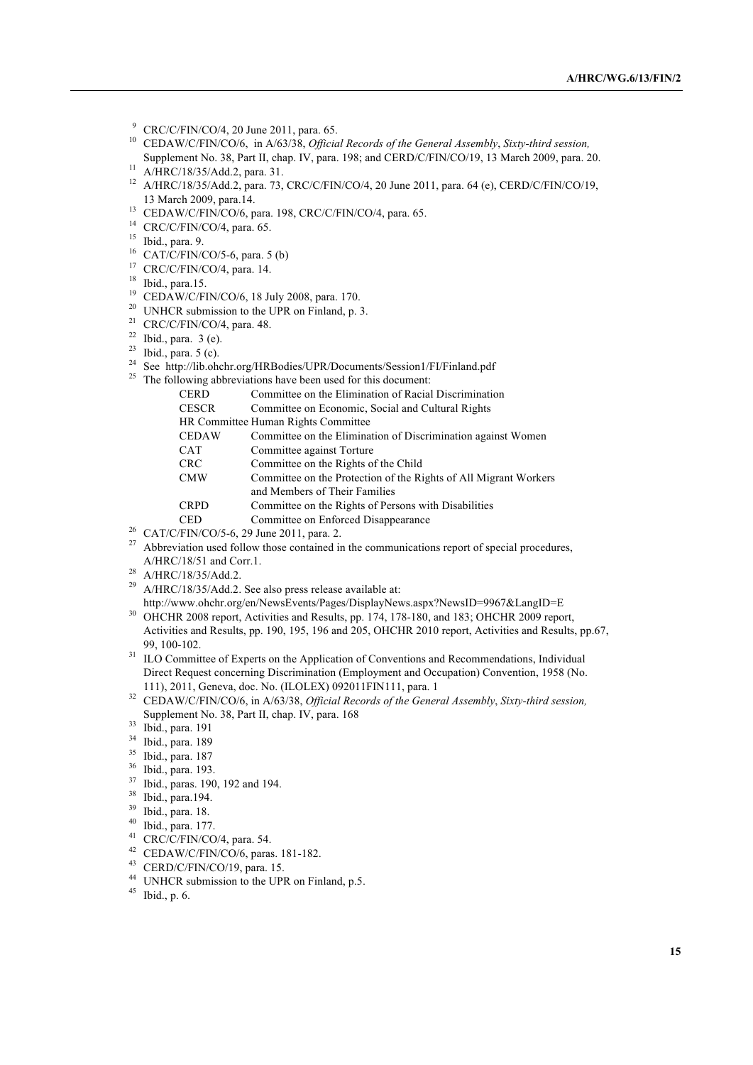[9] CRC/C/FIN/CO/4, 20 June 2011, para. 65.

[10] CEDAW/C/FIN/CO/6, in A/63/38, *Official Records of the General Assembly*, *Sixty-third session,* Supplement No. 38, Part II, chap. IV, para. 198; and CERD/C/FIN/CO/19, 13 March 2009, para. 20.

[11] A/HRC/18/35/Add.2, para. 31.

[12] A/HRC/18/35/Add.2, para. 73, CRC/C/FIN/CO/4, 20 June 2011, para. 64 (e), CERD/C/FIN/CO/19, 13 March 2009, para.14.

[13] CEDAW/C/FIN/CO/6, para. 198, CRC/C/FIN/CO/4, para. 65.

[14] CRC/C/FIN/CO/4, para. 65.

[15] Ibid., para. 9.

[16] CAT/C/FIN/CO/5-6, para. 5 (b)

[17] CRC/C/FIN/CO/4, para. 14.

[18] Ibid., para.15.

[19] CEDAW/C/FIN/CO/6, 18 July 2008, para. 170.

[20] UNHCR submission to the UPR on Finland, p. 3.

[21] CRC/C/FIN/CO/4, para. 48.

[22] Ibid., para. 3 (e).

[23] Ibid., para. 5 (c).

[24] See http://lib.ohchr.org/HRBodies/UPR/Documents/Session1/FI/Finland.pdf

[25] The following abbreviations have been used for this document:

| | |
|---|---|
| CERD | Committee on the Elimination of Racial Discrimination |
| CESCR | Committee on Economic, Social and Cultural Rights |
| HR Committee | Human Rights Committee |
| CEDAW | Committee on the Elimination of Discrimination against Women |
| CAT | Committee against Torture |
| CRC | Committee on the Rights of the Child |
| CMW | Committee on the Protection of the Rights of All Migrant Workers and Members of Their Families |
| CRPD | Committee on the Rights of Persons with Disabilities |
| CED | Committee on Enforced Disappearance |

[26] CAT/C/FIN/CO/5-6, 29 June 2011, para. 2.

[27] Abbreviation used follow those contained in the communications report of special procedures, A/HRC/18/51 and Corr.1.

[28] A/HRC/18/35/Add.2.

[29] A/HRC/18/35/Add.2. See also press release available at: http://www.ohchr.org/en/NewsEvents/Pages/DisplayNews.aspx?NewsID=9967&LangID=E

[30] OHCHR 2008 report, Activities and Results, pp. 174, 178-180, and 183; OHCHR 2009 report, Activities and Results, pp. 190, 195, 196 and 205, OHCHR 2010 report, Activities and Results, pp.67, 99, 100-102.

[31] ILO Committee of Experts on the Application of Conventions and Recommendations, Individual Direct Request concerning Discrimination (Employment and Occupation) Convention, 1958 (No. 111), 2011, Geneva, doc. No. (ILOLEX) 092011FIN111, para. 1

[32] CEDAW/C/FIN/CO/6, in A/63/38, *Official Records of the General Assembly*, *Sixty-third session,* Supplement No. 38, Part II, chap. IV, para. 168

[33] Ibid., para. 191

[34] Ibid., para. 189

[35] Ibid., para. 187

[36] Ibid., para. 193.

[37] Ibid., paras. 190, 192 and 194.

[38] Ibid., para.194.

[39] Ibid., para. 18.

[40] Ibid., para. 177.

[41] CRC/C/FIN/CO/4, para. 54.

[42] CEDAW/C/FIN/CO/6, paras. 181-182.

[43] CERD/C/FIN/CO/19, para. 15.

[44] UNHCR submission to the UPR on Finland, p.5.

[45] Ibid., p. 6.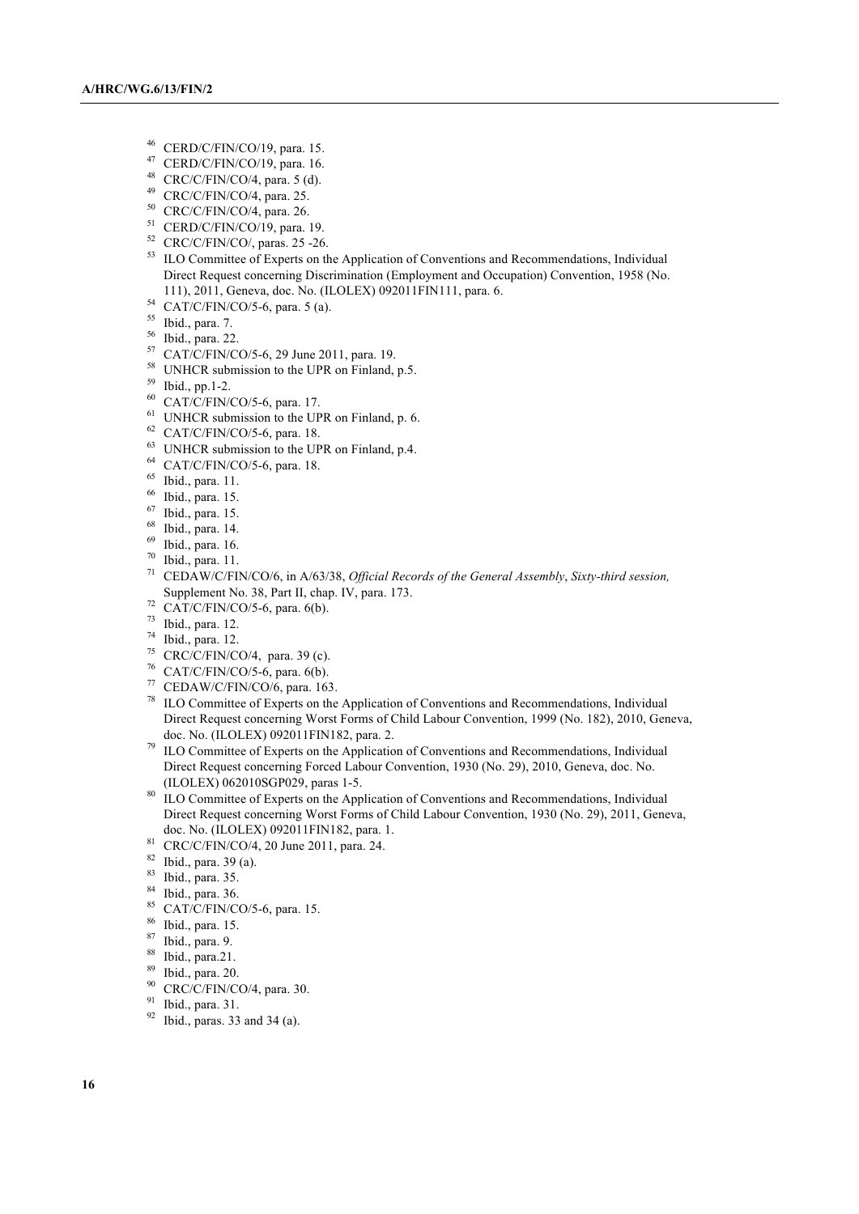[46] CERD/C/FIN/CO/19, para. 15.
[47] CERD/C/FIN/CO/19, para. 16.
[48] CRC/C/FIN/CO/4, para. 5 (d).
[49] CRC/C/FIN/CO/4, para. 25.
[50] CRC/C/FIN/CO/4, para. 26.
[51] CERD/C/FIN/CO/19, para. 19.
[52] CRC/C/FIN/CO/, paras. 25 -26.
[53] ILO Committee of Experts on the Application of Conventions and Recommendations, Individual Direct Request concerning Discrimination (Employment and Occupation) Convention, 1958 (No. 111), 2011, Geneva, doc. No. (ILOLEX) 092011FIN111, para. 6.
[54] CAT/C/FIN/CO/5-6, para. 5 (a).
[55] Ibid., para. 7.
[56] Ibid., para. 22.
[57] CAT/C/FIN/CO/5-6, 29 June 2011, para. 19.
[58] UNHCR submission to the UPR on Finland, p.5.
[59] Ibid., pp.1-2.
[60] CAT/C/FIN/CO/5-6, para. 17.
[61] UNHCR submission to the UPR on Finland, p. 6.
[62] CAT/C/FIN/CO/5-6, para. 18.
[63] UNHCR submission to the UPR on Finland, p.4.
[64] CAT/C/FIN/CO/5-6, para. 18.
[65] Ibid., para. 11.
[66] Ibid., para. 15.
[67] Ibid., para. 15.
[68] Ibid., para. 14.
[69] Ibid., para. 16.
[70] Ibid., para. 11.
[71] CEDAW/C/FIN/CO/6, in A/63/38, *Official Records of the General Assembly*, *Sixty-third session,* Supplement No. 38, Part II, chap. IV, para. 173.
[72] CAT/C/FIN/CO/5-6, para. 6(b).
[73] Ibid., para. 12.
[74] Ibid., para. 12.
[75] CRC/C/FIN/CO/4, para. 39 (c).
[76] CAT/C/FIN/CO/5-6, para. 6(b).
[77] CEDAW/C/FIN/CO/6, para. 163.
[78] ILO Committee of Experts on the Application of Conventions and Recommendations, Individual Direct Request concerning Worst Forms of Child Labour Convention, 1999 (No. 182), 2010, Geneva, doc. No. (ILOLEX) 092011FIN182, para. 2.
[79] ILO Committee of Experts on the Application of Conventions and Recommendations, Individual Direct Request concerning Forced Labour Convention, 1930 (No. 29), 2010, Geneva, doc. No. (ILOLEX) 062010SGP029, paras 1-5.
[80] ILO Committee of Experts on the Application of Conventions and Recommendations, Individual Direct Request concerning Worst Forms of Child Labour Convention, 1930 (No. 29), 2011, Geneva, doc. No. (ILOLEX) 092011FIN182, para. 1.
[81] CRC/C/FIN/CO/4, 20 June 2011, para. 24.
[82] Ibid., para. 39 (a).
[83] Ibid., para. 35.
[84] Ibid., para. 36.
[85] CAT/C/FIN/CO/5-6, para. 15.
[86] Ibid., para. 15.
[87] Ibid., para. 9.
[88] Ibid., para.21.
[89] Ibid., para. 20.
[90] CRC/C/FIN/CO/4, para. 30.
[91] Ibid., para. 31.
[92] Ibid., paras. 33 and 34 (a).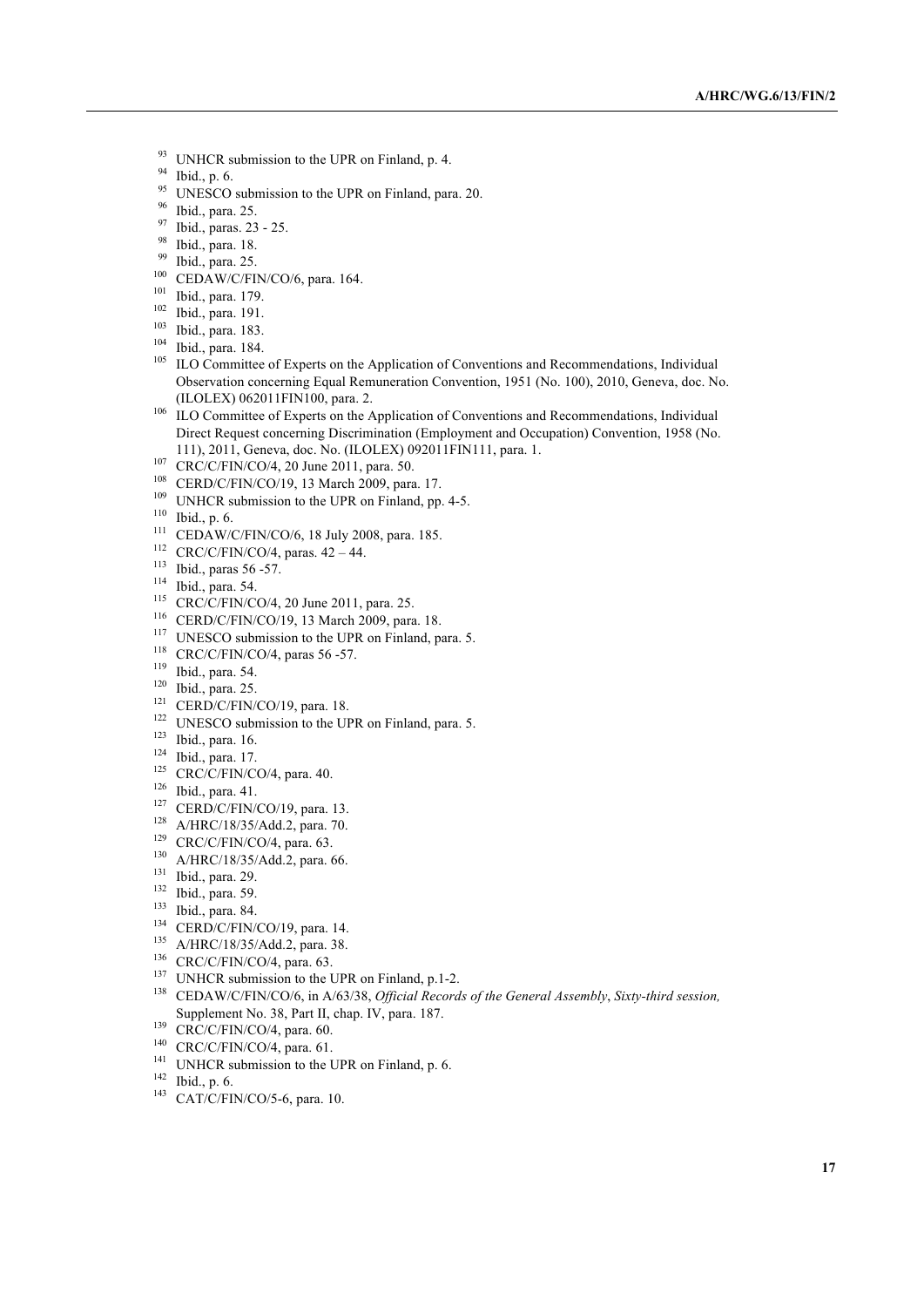[93] UNHCR submission to the UPR on Finland, p. 4.

[94] Ibid., p. 6.

[95] UNESCO submission to the UPR on Finland, para. 20.

[96] Ibid., para. 25.

[97] Ibid., paras. 23 - 25.

[98] Ibid., para. 18.

[99] Ibid., para. 25.

[100] CEDAW/C/FIN/CO/6, para. 164.

[101] Ibid., para. 179.

[102] Ibid., para. 191.

[103] Ibid., para. 183.

[104] Ibid., para. 184.

[105] ILO Committee of Experts on the Application of Conventions and Recommendations, Individual Observation concerning Equal Remuneration Convention, 1951 (No. 100), 2010, Geneva, doc. No. (ILOLEX) 062011FIN100, para. 2.

[106] ILO Committee of Experts on the Application of Conventions and Recommendations, Individual Direct Request concerning Discrimination (Employment and Occupation) Convention, 1958 (No. 111), 2011, Geneva, doc. No. (ILOLEX) 092011FIN111, para. 1.

[107] CRC/C/FIN/CO/4, 20 June 2011, para. 50.

[108] CERD/C/FIN/CO/19, 13 March 2009, para. 17.

[109] UNHCR submission to the UPR on Finland, pp. 4-5.

[110] Ibid., p. 6.

[111] CEDAW/C/FIN/CO/6, 18 July 2008, para. 185.

[112] CRC/C/FIN/CO/4, paras. 42 – 44.

[113] Ibid., paras 56 -57.

[114] Ibid., para. 54.

[115] CRC/C/FIN/CO/4, 20 June 2011, para. 25.

[116] CERD/C/FIN/CO/19, 13 March 2009, para. 18.

[117] UNESCO submission to the UPR on Finland, para. 5.

[118] CRC/C/FIN/CO/4, paras 56 -57.

[119] Ibid., para. 54.

[120] Ibid., para. 25.

[121] CERD/C/FIN/CO/19, para. 18.

[122] UNESCO submission to the UPR on Finland, para. 5.

[123] Ibid., para. 16.

[124] Ibid., para. 17.

[125] CRC/C/FIN/CO/4, para. 40.

[126] Ibid., para. 41.

[127] CERD/C/FIN/CO/19, para. 13.

[128] A/HRC/18/35/Add.2, para. 70.

[129] CRC/C/FIN/CO/4, para. 63.

[130] A/HRC/18/35/Add.2, para. 66.

[131] Ibid., para. 29.

[132] Ibid., para. 59.

[133] Ibid., para. 84.

[134] CERD/C/FIN/CO/19, para. 14.

[135] A/HRC/18/35/Add.2, para. 38.

[136] CRC/C/FIN/CO/4, para. 63.

[137] UNHCR submission to the UPR on Finland, p.1-2.

[138] CEDAW/C/FIN/CO/6, in A/63/38, *Official Records of the General Assembly*, *Sixty-third session,* Supplement No. 38, Part II, chap. IV, para. 187.

[139] CRC/C/FIN/CO/4, para. 60.

[140] CRC/C/FIN/CO/4, para. 61.

[141] UNHCR submission to the UPR on Finland, p. 6.

[142] Ibid., p. 6.

[143] CAT/C/FIN/CO/5-6, para. 10.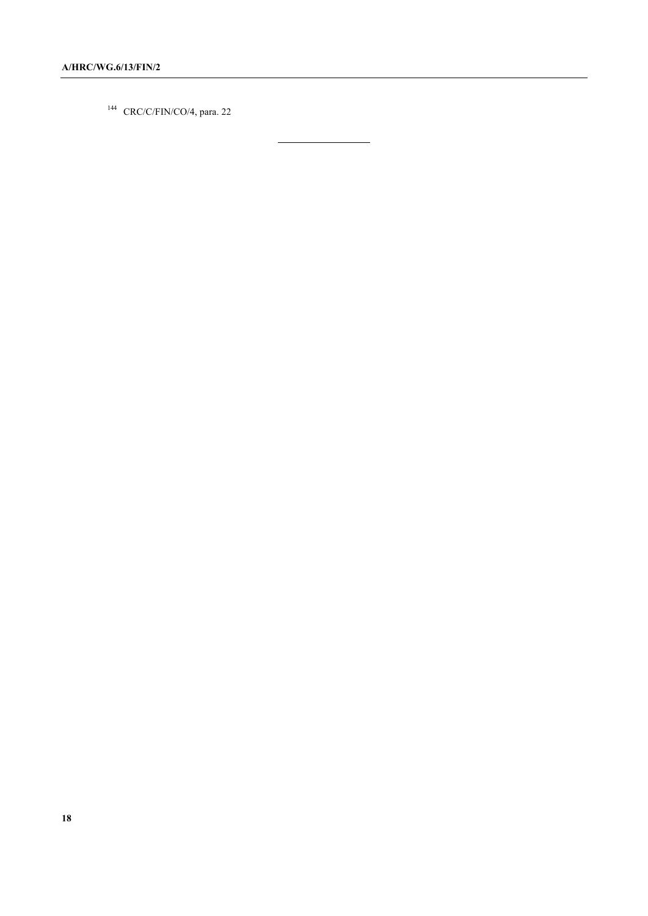[144] CRC/C/FIN/CO/4, para. 22